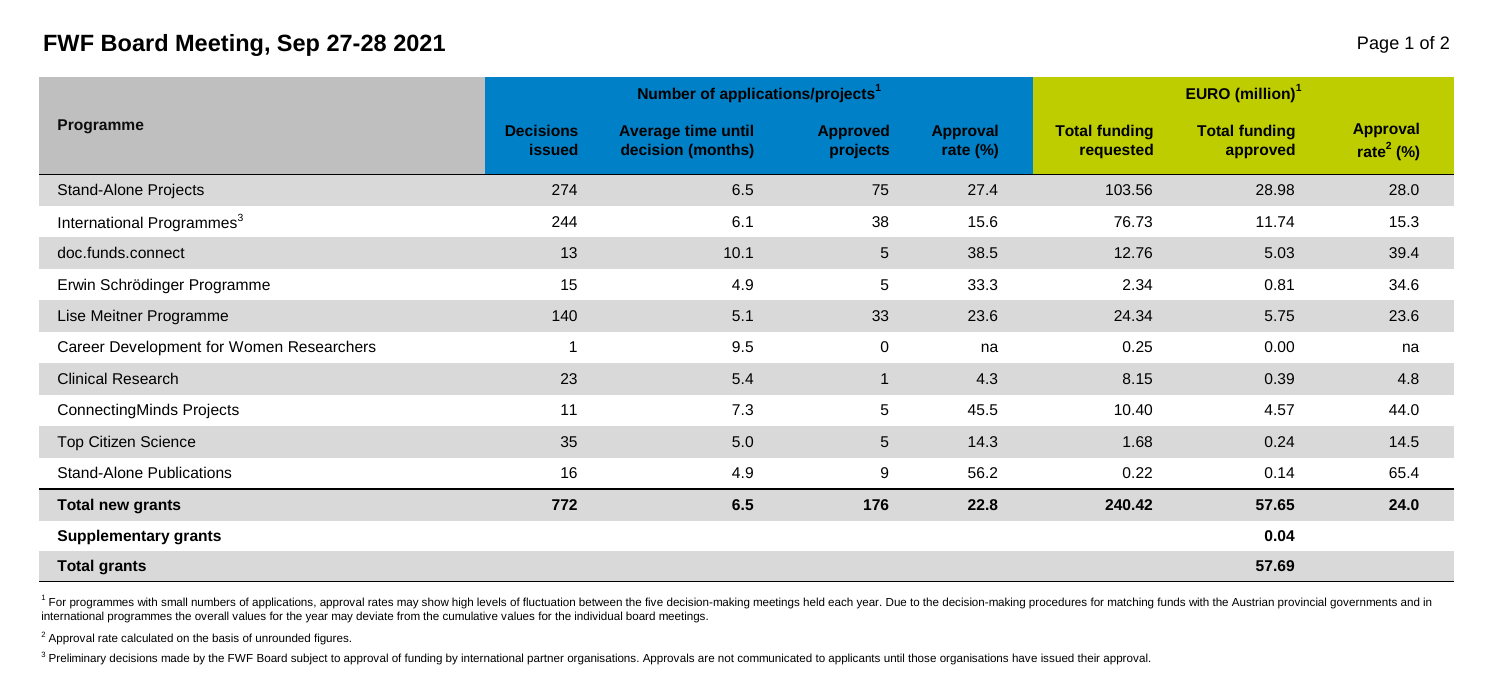# FWF Board Meeting, Sep 27-28 2021

| Programme | Number of applications/projects[1] | | | | EURO (million)[1] | | |
|---|---|---|---|---|---|---|---|
| | Decisions issued | Average time until decision (months) | Approved projects | Approval rate (%) | Total funding requested | Total funding approved | Approval rate[2] (%) |
| Stand-Alone Projects | 274 | 6.5 | 75 | 27.4 | 103.56 | 28.98 | 28.0 |
| International Programmes[3] | 244 | 6.1 | 38 | 15.6 | 76.73 | 11.74 | 15.3 |
| doc.funds.connect | 13 | 10.1 | 5 | 38.5 | 12.76 | 5.03 | 39.4 |
| Erwin Schrödinger Programme | 15 | 4.9 | 5 | 33.3 | 2.34 | 0.81 | 34.6 |
| Lise Meitner Programme | 140 | 5.1 | 33 | 23.6 | 24.34 | 5.75 | 23.6 |
| Career Development for Women Researchers | 1 | 9.5 | 0 | na | 0.25 | 0.00 | na |
| Clinical Research | 23 | 5.4 | 1 | 4.3 | 8.15 | 0.39 | 4.8 |
| ConnectingMinds Projects | 11 | 7.3 | 5 | 45.5 | 10.40 | 4.57 | 44.0 |
| Top Citizen Science | 35 | 5.0 | 5 | 14.3 | 1.68 | 0.24 | 14.5 |
| Stand-Alone Publications | 16 | 4.9 | 9 | 56.2 | 0.22 | 0.14 | 65.4 |
| **Total new grants** | **772** | **6.5** | **176** | **22.8** | **240.42** | **57.65** | **24.0** |
| **Supplementary grants** | | | | | | **0.04** | |
| **Total grants** | | | | | | **57.69** | |

[1] For programmes with small numbers of applications, approval rates may show high levels of fluctuation between the five decision-making meetings held each year. Due to the decision-making procedures for matching funds with the Austrian provincial governments and in international programmes the overall values for the year may deviate from the cumulative values for the individual board meetings.

[2] Approval rate calculated on the basis of unrounded figures.

[3] Preliminary decisions made by the FWF Board subject to approval of funding by international partner organisations. Approvals are not communicated to applicants until those organisations have issued their approval.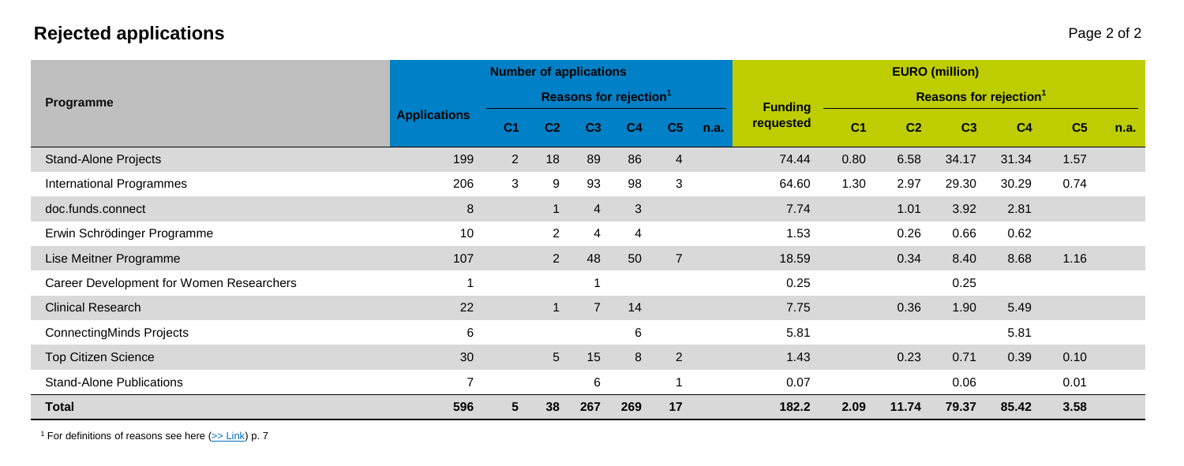## Rejected applications

| Programme | Number of applications | | | | | | | EURO (million) | | | | | | |
|---|---|---|---|---|---|---|---|---|---|---|---|---|---|---|
| | Applications | Reasons for rejection[1] | | | | | | Funding requested | Reasons for rejection[1] | | | | | |
| | | C1 | C2 | C3 | C4 | C5 | n.a. | | C1 | C2 | C3 | C4 | C5 | n.a. |
| Stand-Alone Projects | 199 | 2 | 18 | 89 | 86 | 4 | | 74.44 | 0.80 | 6.58 | 34.17 | 31.34 | 1.57 | |
| International Programmes | 206 | 3 | 9 | 93 | 98 | 3 | | 64.60 | 1.30 | 2.97 | 29.30 | 30.29 | 0.74 | |
| doc.funds.connect | 8 | | 1 | 4 | 3 | | | 7.74 | | 1.01 | 3.92 | 2.81 | | |
| Erwin Schrödinger Programme | 10 | | 2 | 4 | 4 | | | 1.53 | | 0.26 | 0.66 | 0.62 | | |
| Lise Meitner Programme | 107 | | 2 | 48 | 50 | 7 | | 18.59 | | 0.34 | 8.40 | 8.68 | 1.16 | |
| Career Development for Women Researchers | 1 | | | 1 | | | | 0.25 | | | 0.25 | | | |
| Clinical Research | 22 | | 1 | 7 | 14 | | | 7.75 | | 0.36 | 1.90 | 5.49 | | |
| ConnectingMinds Projects | 6 | | | | 6 | | | 5.81 | | | | 5.81 | | |
| Top Citizen Science | 30 | | 5 | 15 | 8 | 2 | | 1.43 | | 0.23 | 0.71 | 0.39 | 0.10 | |
| Stand-Alone Publications | 7 | | | 6 | | 1 | | 0.07 | | | 0.06 | | 0.01 | |
| **Total** | **596** | **5** | **38** | **267** | **269** | **17** | | **182.2** | **2.09** | **11.74** | **79.37** | **85.42** | **3.58** | |

[1] For definitions of reasons see here (>> Link) p. 7